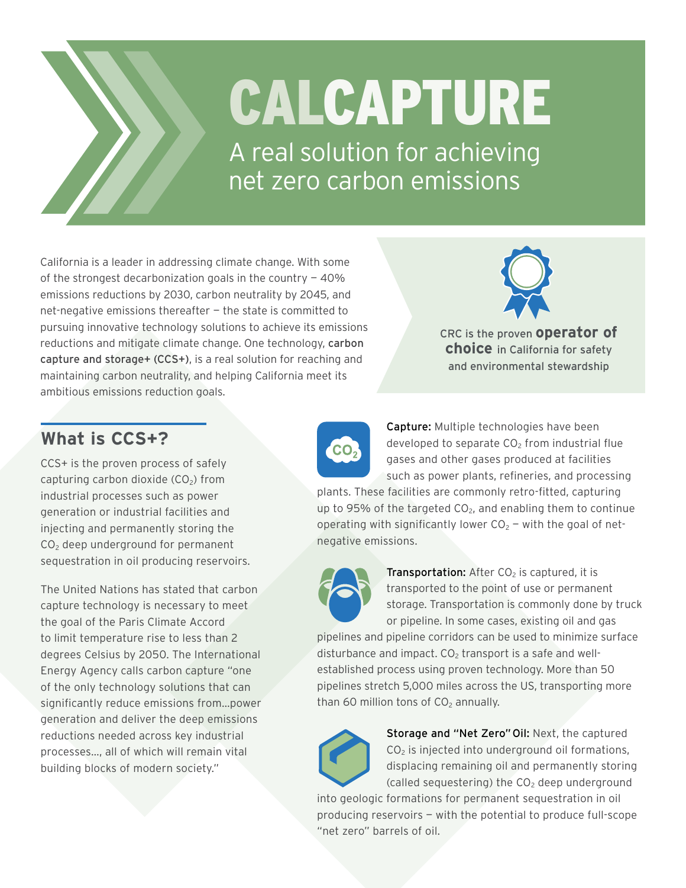# CALCAPTURE

## A real solution for achieving net zero carbon emissions

California is a leader in addressing climate change. With some of the strongest decarbonization goals in the country — 40% emissions reductions by 2030, carbon neutrality by 2045, and net-negative emissions thereafter — the state is committed to pursuing innovative technology solutions to achieve its emissions reductions and mitigate climate change. One technology, **carbon capture and storage+ (CCS+)**, is a real solution for reaching and maintaining carbon neutrality, and helping California meet its ambitious emissions reduction goals.

CRC is the proven **operator of choice** in California for safety and environmental stewardship

## What is CCS+?

CCS+ is the proven process of safely capturing carbon dioxide ($CO_2$) from industrial processes such as power generation or industrial facilities and injecting and permanently storing the $CO_2$ deep underground for permanent sequestration in oil producing reservoirs.

The United Nations has stated that carbon capture technology is necessary to meet the goal of the Paris Climate Accord to limit temperature rise to less than 2 degrees Celsius by 2050. The International Energy Agency calls carbon capture "one of the only technology solutions that can significantly reduce emissions from…power generation and deliver the deep emissions reductions needed across key industrial processes…, all of which will remain vital building blocks of modern society."

**Capture:** Multiple technologies have been developed to separate $CO_2$ from industrial flue gases and other gases produced at facilities such as power plants, refineries, and processing plants. These facilities are commonly retro-fitted, capturing up to 95% of the targeted $CO_2$, and enabling them to continue operating with significantly lower $CO_2$ — with the goal of net-negative emissions.

**Transportation:** After $CO_2$ is captured, it is transported to the point of use or permanent storage. Transportation is commonly done by truck or pipeline. In some cases, existing oil and gas pipelines and pipeline corridors can be used to minimize surface disturbance and impact. $CO_2$ transport is a safe and well-established process using proven technology. More than 50 pipelines stretch 5,000 miles across the US, transporting more than 60 million tons of $CO_2$ annually.

**Storage and "Net Zero" Oil:** Next, the captured $CO_2$ is injected into underground oil formations, displacing remaining oil and permanently storing (called sequestering) the $CO_2$ deep underground into geologic formations for permanent sequestration in oil producing reservoirs — with the potential to produce full-scope "net zero" barrels of oil.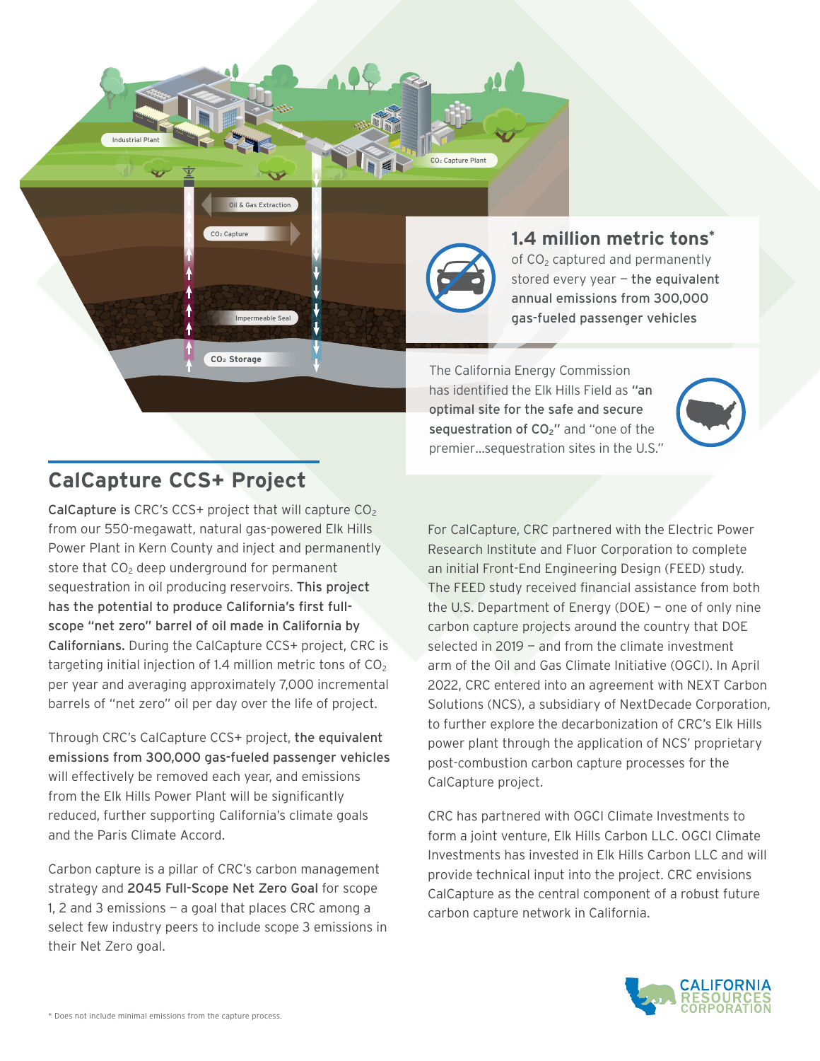Industrial Plant

CO₂ Capture Plant

Oil & Gas Extraction

$CO_2$ Capture

Impermeable Seal

$CO_2$ Storage

**1.4 million metric tons***
of $CO_2$ captured and permanently stored every year – **the equivalent annual emissions from 300,000 gas-fueled passenger vehicles**

The California Energy Commission has identified the Elk Hills Field as **"an optimal site for the safe and secure sequestration of $CO_2$"** and "one of the premier...sequestration sites in the U.S."

## CalCapture CCS+ Project

**CalCapture is** CRC's CCS+ project that will capture $CO_2$ from our 550-megawatt, natural gas-powered Elk Hills Power Plant in Kern County and inject and permanently store that $CO_2$ deep underground for permanent sequestration in oil producing reservoirs. **This project has the potential to produce California's first full-scope "net zero" barrel of oil made in California by Californians.** During the CalCapture CCS+ project, CRC is targeting initial injection of 1.4 million metric tons of $CO_2$ per year and averaging approximately 7,000 incremental barrels of "net zero" oil per day over the life of project.

Through CRC's CalCapture CCS+ project, **the equivalent emissions from 300,000 gas-fueled passenger vehicles** will effectively be removed each year, and emissions from the Elk Hills Power Plant will be significantly reduced, further supporting California's climate goals and the Paris Climate Accord.

Carbon capture is a pillar of CRC's carbon management strategy and **2045 Full-Scope Net Zero Goal** for scope 1, 2 and 3 emissions – a goal that places CRC among a select few industry peers to include scope 3 emissions in their Net Zero goal.

For CalCapture, CRC partnered with the Electric Power Research Institute and Fluor Corporation to complete an initial Front-End Engineering Design (FEED) study. The FEED study received financial assistance from both the U.S. Department of Energy (DOE) – one of only nine carbon capture projects around the country that DOE selected in 2019 – and from the climate investment arm of the Oil and Gas Climate Initiative (OGCI). In April 2022, CRC entered into an agreement with NEXT Carbon Solutions (NCS), a subsidiary of NextDecade Corporation, to further explore the decarbonization of CRC's Elk Hills power plant through the application of NCS' proprietary post-combustion carbon capture processes for the CalCapture project.

CRC has partnered with OGCI Climate Investments to form a joint venture, Elk Hills Carbon LLC. OGCI Climate Investments has invested in Elk Hills Carbon LLC and will provide technical input into the project. CRC envisions CalCapture as the central component of a robust future carbon capture network in California.

CALIFORNIA RESOURCES CORPORATION

\* Does not include minimal emissions from the capture process.